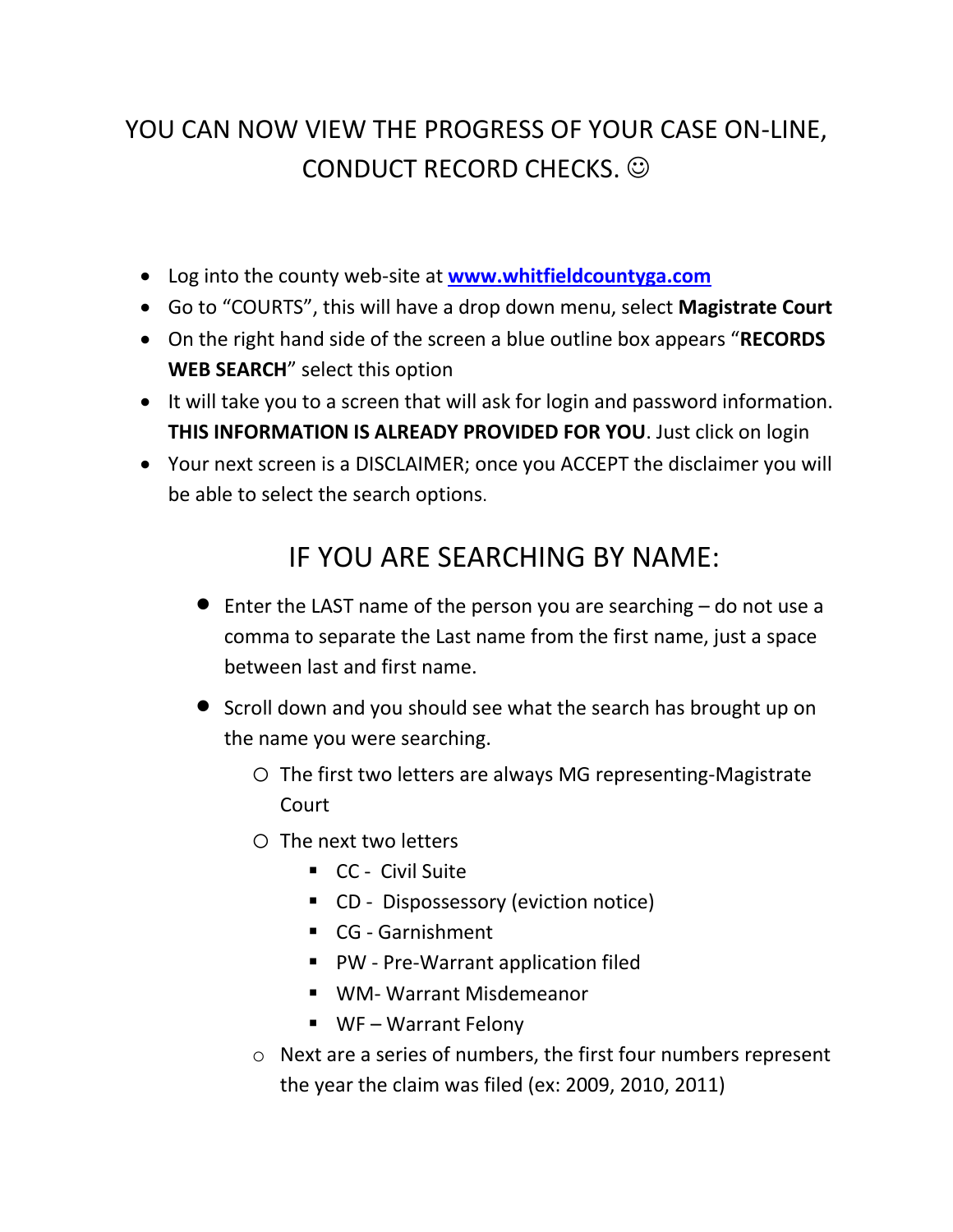# YOU CAN NOW VIEW THE PROGRESS OF YOUR CASE ON-LINE, CONDUCT RECORD CHECKS. ☺

- Log into the county web-site at **[www.whitfieldcountyga.com](http://www.whitfieldcountyga.com)**
- Go to "COURTS", this will have a drop down menu, select **Magistrate Court**
- On the right hand side of the screen a blue outline box appears "**RECORDS WEB SEARCH**" select this option
- It will take you to a screen that will ask for login and password information. **THIS INFORMATION IS ALREADY PROVIDED FOR YOU**. Just click on login
- Your next screen is a DISCLAIMER; once you ACCEPT the disclaimer you will be able to select the search options.

## IF YOU ARE SEARCHING BY NAME:

- Enter the LAST name of the person you are searching – do not use a comma to separate the Last name from the first name, just a space between last and first name.
- Scroll down and you should see what the search has brought up on the name you were searching.
  - The first two letters are always MG representing-Magistrate Court
  - The next two letters
    - CC - Civil Suite
    - CD - Dispossessory (eviction notice)
    - CG - Garnishment
    - PW - Pre-Warrant application filed
    - WM- Warrant Misdemeanor
    - WF – Warrant Felony
  - Next are a series of numbers, the first four numbers represent the year the claim was filed (ex: 2009, 2010, 2011)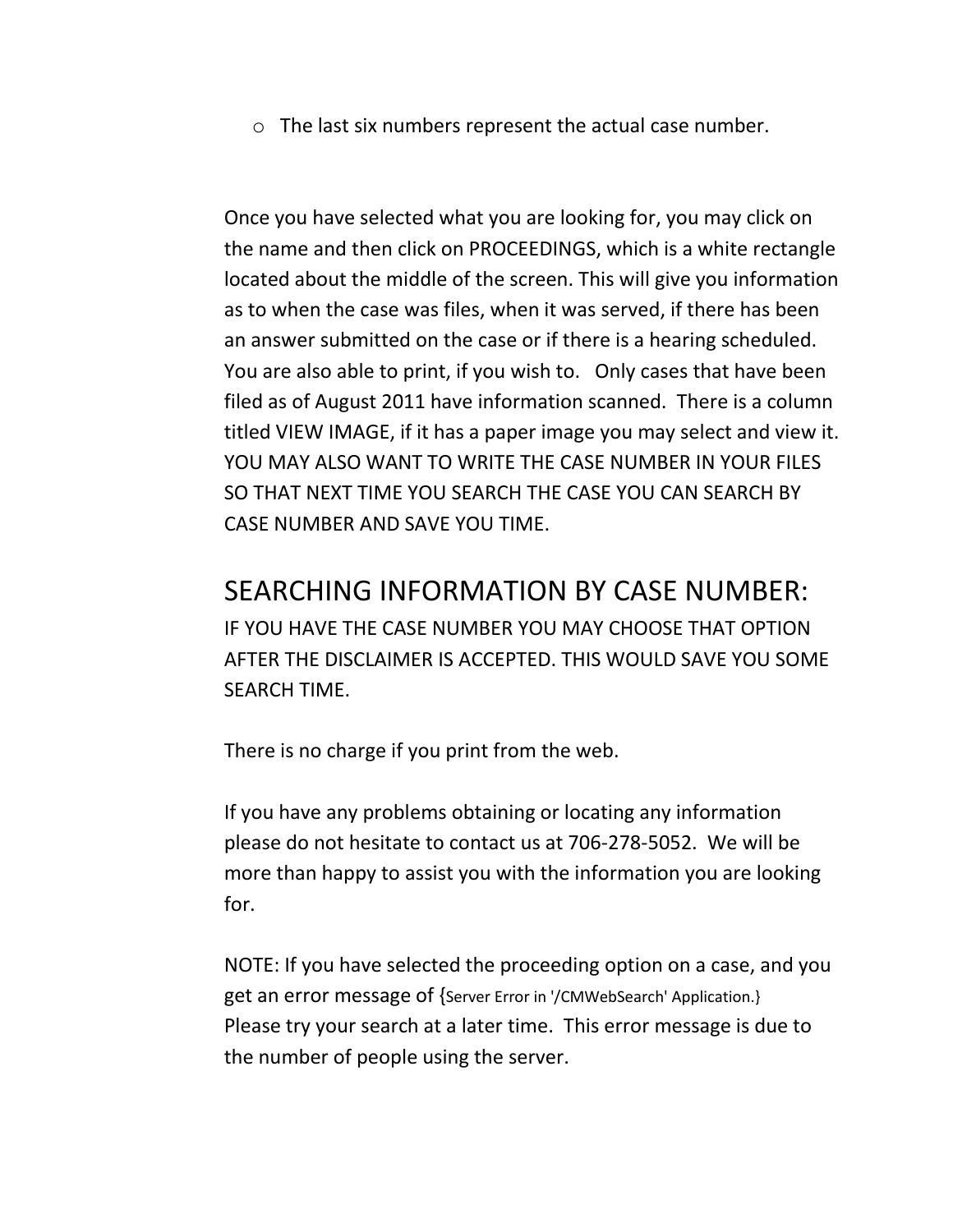- The last six numbers represent the actual case number.

Once you have selected what you are looking for, you may click on the name and then click on PROCEEDINGS, which is a white rectangle located about the middle of the screen. This will give you information as to when the case was files, when it was served, if there has been an answer submitted on the case or if there is a hearing scheduled. You are also able to print, if you wish to. Only cases that have been filed as of August 2011 have information scanned. There is a column titled VIEW IMAGE, if it has a paper image you may select and view it. YOU MAY ALSO WANT TO WRITE THE CASE NUMBER IN YOUR FILES SO THAT NEXT TIME YOU SEARCH THE CASE YOU CAN SEARCH BY CASE NUMBER AND SAVE YOU TIME.

## SEARCHING INFORMATION BY CASE NUMBER:

IF YOU HAVE THE CASE NUMBER YOU MAY CHOOSE THAT OPTION AFTER THE DISCLAIMER IS ACCEPTED. THIS WOULD SAVE YOU SOME SEARCH TIME.

There is no charge if you print from the web.

If you have any problems obtaining or locating any information please do not hesitate to contact us at 706-278-5052. We will be more than happy to assist you with the information you are looking for.

NOTE: If you have selected the proceeding option on a case, and you get an error message of {Server Error in '/CMWebSearch' Application.} Please try your search at a later time. This error message is due to the number of people using the server.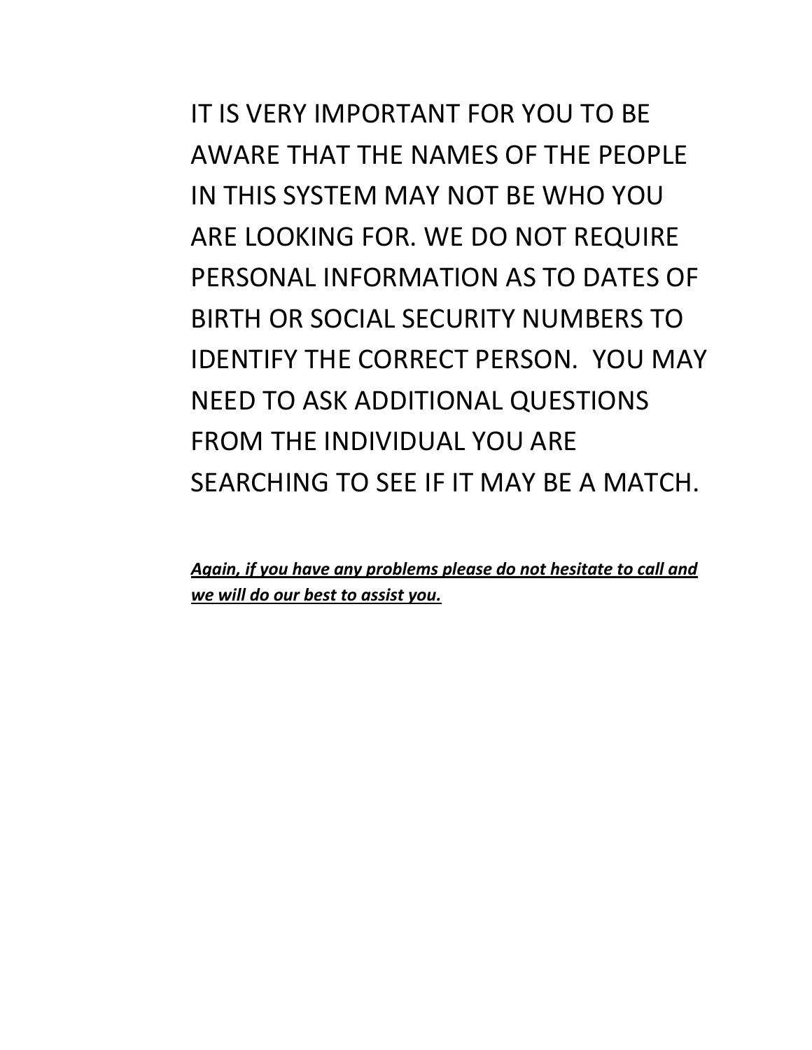IT IS VERY IMPORTANT FOR YOU TO BE AWARE THAT THE NAMES OF THE PEOPLE IN THIS SYSTEM MAY NOT BE WHO YOU ARE LOOKING FOR. WE DO NOT REQUIRE PERSONAL INFORMATION AS TO DATES OF BIRTH OR SOCIAL SECURITY NUMBERS TO IDENTIFY THE CORRECT PERSON. YOU MAY NEED TO ASK ADDITIONAL QUESTIONS FROM THE INDIVIDUAL YOU ARE SEARCHING TO SEE IF IT MAY BE A MATCH.

***<u>Again, if you have any problems please do not hesitate to call and we will do our best to assist you.</u>***